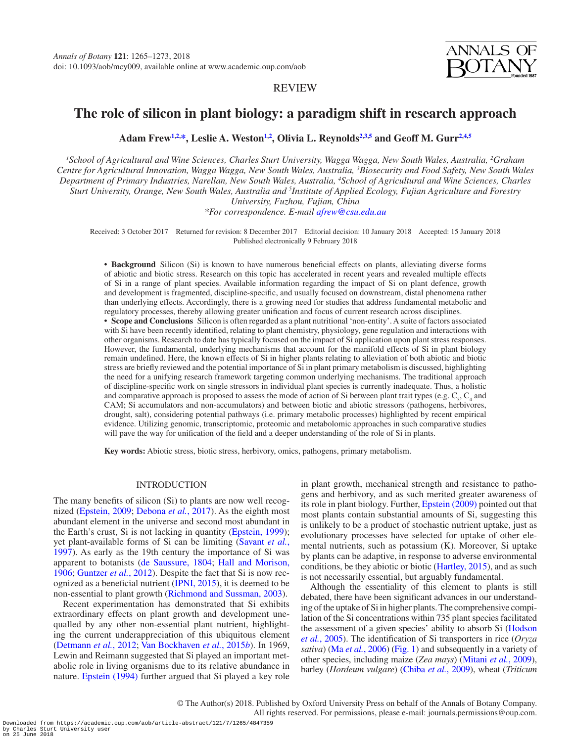REVIEW

# The role of silicon in plant biology: a paradigm shift in research approach

**Adam Frew[1,2,*], Leslie A. Weston[1,2], Olivia L. Reynolds[2,3,5] and Geoff M. Gurr[2,4,5]**

[1]*School of Agricultural and Wine Sciences, Charles Sturt University, Wagga Wagga, New South Wales, Australia,* [2]*Graham Centre for Agricultural Innovation, Wagga Wagga, New South Wales, Australia,* [3]*Biosecurity and Food Safety, New South Wales Department of Primary Industries, Narellan, New South Wales, Australia,* [4]*School of Agricultural and Wine Sciences, Charles Sturt University, Orange, New South Wales, Australia and* [5]*Institute of Applied Ecology, Fujian Agriculture and Forestry University, Fuzhou, Fujian, China*

*\*For correspondence. E-mail afrew@csu.edu.au*

Received: 3 October 2017 Returned for revision: 8 December 2017 Editorial decision: 10 January 2018 Accepted: 15 January 2018
Published electronically 9 February 2018

- **Background** Silicon (Si) is known to have numerous beneficial effects on plants, alleviating diverse forms of abiotic and biotic stress. Research on this topic has accelerated in recent years and revealed multiple effects of Si in a range of plant species. Available information regarding the impact of Si on plant defence, growth and development is fragmented, discipline-specific, and usually focused on downstream, distal phenomena rather than underlying effects. Accordingly, there is a growing need for studies that address fundamental metabolic and regulatory processes, thereby allowing greater unification and focus of current research across disciplines.
- **Scope and Conclusions** Silicon is often regarded as a plant nutritional 'non-entity'. A suite of factors associated with Si have been recently identified, relating to plant chemistry, physiology, gene regulation and interactions with other organisms. Research to date has typically focused on the impact of Si application upon plant stress responses. However, the fundamental, underlying mechanisms that account for the manifold effects of Si in plant biology remain undefined. Here, the known effects of Si in higher plants relating to alleviation of both abiotic and biotic stress are briefly reviewed and the potential importance of Si in plant primary metabolism is discussed, highlighting the need for a unifying research framework targeting common underlying mechanisms. The traditional approach of discipline-specific work on single stressors in individual plant species is currently inadequate. Thus, a holistic and comparative approach is proposed to assess the mode of action of Si between plant trait types (e.g. $C_3$, $C_4$ and CAM; Si accumulators and non-accumulators) and between biotic and abiotic stressors (pathogens, herbivores, drought, salt), considering potential pathways (i.e. primary metabolic processes) highlighted by recent empirical evidence. Utilizing genomic, transcriptomic, proteomic and metabolomic approaches in such comparative studies will pave the way for unification of the field and a deeper understanding of the role of Si in plants.

**Key words:** Abiotic stress, biotic stress, herbivory, omics, pathogens, primary metabolism.

## INTRODUCTION

The many benefits of silicon (Si) to plants are now well recognized (Epstein, 2009; Debona *et al.*, 2017). As the eighth most abundant element in the universe and second most abundant in the Earth's crust, Si is not lacking in quantity (Epstein, 1999); yet plant-available forms of Si can be limiting (Savant *et al.*, 1997). As early as the 19th century the importance of Si was apparent to botanists (de Saussure, 1804; Hall and Morison, 1906; Guntzer *et al.*, 2012). Despite the fact that Si is now recognized as a beneficial nutrient (IPNI, 2015), it is deemed to be non-essential to plant growth (Richmond and Sussman, 2003).

Recent experimentation has demonstrated that Si exhibits extraordinary effects on plant growth and development unequalled by any other non-essential plant nutrient, highlighting the current underappreciation of this ubiquitous element (Detmann *et al.*, 2012; Van Bockhaven *et al.*, 2015*b*). In 1969, Lewin and Reimann suggested that Si played an important metabolic role in living organisms due to its relative abundance in nature. Epstein (1994) further argued that Si played a key role in plant growth, mechanical strength and resistance to pathogens and herbivory, and as such merited greater awareness of its role in plant biology. Further, Epstein (2009) pointed out that most plants contain substantial amounts of Si, suggesting this is unlikely to be a product of stochastic nutrient uptake, just as evolutionary processes have selected for uptake of other elemental nutrients, such as potassium (K). Moreover, Si uptake by plants can be adaptive, in response to adverse environmental conditions, be they abiotic or biotic (Hartley, 2015), and as such is not necessarily essential, but arguably fundamental.

Although the essentiality of this element to plants is still debated, there have been significant advances in our understanding of the uptake of Si in higher plants. The comprehensive compilation of the Si concentrations within 735 plant species facilitated the assessment of a given species' ability to absorb Si (Hodson *et al.*, 2005). The identification of Si transporters in rice (*Oryza sativa*) (Ma *et al.*, 2006) (Fig. 1) and subsequently in a variety of other species, including maize (*Zea mays*) (Mitani *et al.*, 2009), barley (*Hordeum vulgare*) (Chiba *et al.*, 2009), wheat (*Triticum*

© The Author(s) 2018. Published by Oxford University Press on behalf of the Annals of Botany Company.
All rights reserved. For permissions, please e-mail: journals.permissions@oup.com.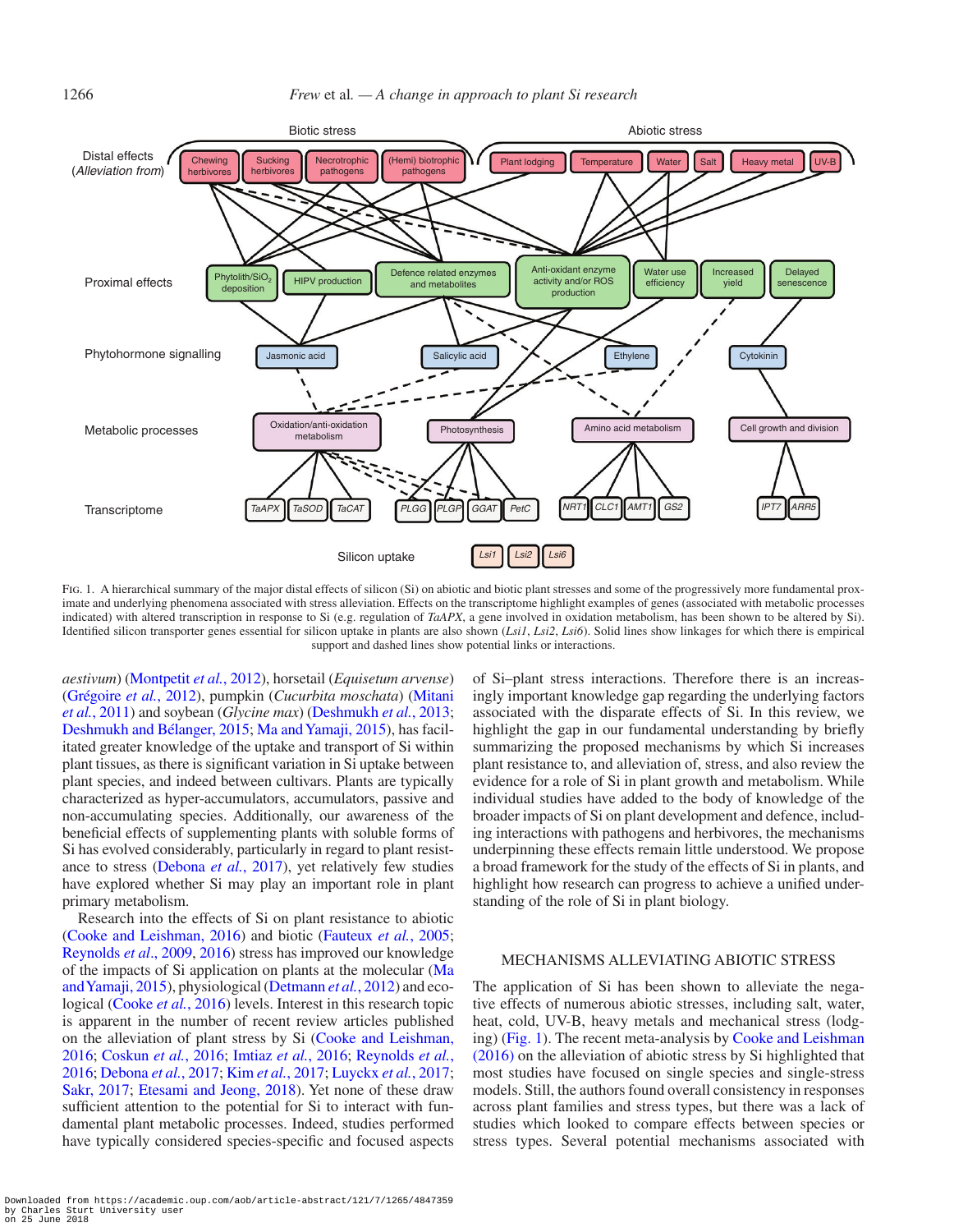Fig. 1. A hierarchical summary of the major distal effects of silicon (Si) on abiotic and biotic plant stresses and some of the progressively more fundamental proximate and underlying phenomena associated with stress alleviation. Effects on the transcriptome highlight examples of genes (associated with metabolic processes indicated) with altered transcription in response to Si (e.g. regulation of *TaAPX*, a gene involved in oxidation metabolism, has been shown to be altered by Si). Identified silicon transporter genes essential for silicon uptake in plants are also shown (*Lsi1*, *Lsi2*, *Lsi6*). Solid lines show linkages for which there is empirical support and dashed lines show potential links or interactions.

*aestivum*) (Montpetit *et al.*, 2012), horsetail (*Equisetum arvense*) (Grégoire *et al.*, 2012), pumpkin (*Cucurbita moschata*) (Mitani *et al.*, 2011) and soybean (*Glycine max*) (Deshmukh *et al.*, 2013; Deshmukh and Bélanger, 2015; Ma and Yamaji, 2015), has facilitated greater knowledge of the uptake and transport of Si within plant tissues, as there is significant variation in Si uptake between plant species, and indeed between cultivars. Plants are typically characterized as hyper-accumulators, accumulators, passive and non-accumulating species. Additionally, our awareness of the beneficial effects of supplementing plants with soluble forms of Si has evolved considerably, particularly in regard to plant resistance to stress (Debona *et al.*, 2017), yet relatively few studies have explored whether Si may play an important role in plant primary metabolism.

Research into the effects of Si on plant resistance to abiotic (Cooke and Leishman, 2016) and biotic (Fauteux *et al.*, 2005; Reynolds *et al.*, 2009, 2016) stress has improved our knowledge of the impacts of Si application on plants at the molecular (Ma and Yamaji, 2015), physiological (Detmann *et al.*, 2012) and ecological (Cooke *et al.*, 2016) levels. Interest in this research topic is apparent in the number of recent review articles published on the alleviation of plant stress by Si (Cooke and Leishman, 2016; Coskun *et al.*, 2016; Imtiaz *et al.*, 2016; Reynolds *et al.*, 2016; Debona *et al.*, 2017; Kim *et al.*, 2017; Luyckx *et al.*, 2017; Sakr, 2017; Etesami and Jeong, 2018). Yet none of these draw sufficient attention to the potential for Si to interact with fundamental plant metabolic processes. Indeed, studies performed have typically considered species-specific and focused aspects of Si–plant stress interactions. Therefore there is an increasingly important knowledge gap regarding the underlying factors associated with the disparate effects of Si. In this review, we highlight the gap in our fundamental understanding by briefly summarizing the proposed mechanisms by which Si increases plant resistance to, and alleviation of, stress, and also review the evidence for a role of Si in plant growth and metabolism. While individual studies have added to the body of knowledge of the broader impacts of Si on plant development and defence, including interactions with pathogens and herbivores, the mechanisms underpinning these effects remain little understood. We propose a broad framework for the study of the effects of Si in plants, and highlight how research can progress to achieve a unified understanding of the role of Si in plant biology.

## MECHANISMS ALLEVIATING ABIOTIC STRESS

The application of Si has been shown to alleviate the negative effects of numerous abiotic stresses, including salt, water, heat, cold, UV-B, heavy metals and mechanical stress (lodging) (Fig. 1). The recent meta-analysis by Cooke and Leishman (2016) on the alleviation of abiotic stress by Si highlighted that most studies have focused on single species and single-stress models. Still, the authors found overall consistency in responses across plant families and stress types, but there was a lack of studies which looked to compare effects between species or stress types. Several potential mechanisms associated with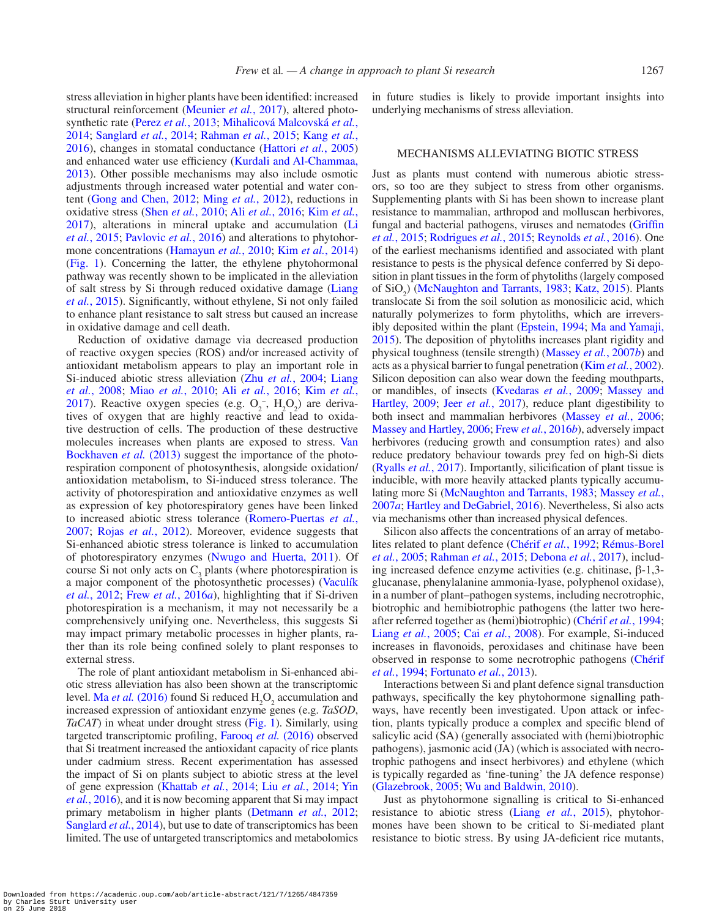stress alleviation in higher plants have been identified: increased structural reinforcement (Meunier *et al.*, 2017), altered photosynthetic rate (Perez *et al.*, 2013; Mihalicová Malcovská *et al.*, 2014; Sanglard *et al.*, 2014; Rahman *et al.*, 2015; Kang *et al.*, 2016), changes in stomatal conductance (Hattori *et al.*, 2005) and enhanced water use efficiency (Kurdali and Al-Chammaa, 2013). Other possible mechanisms may also include osmotic adjustments through increased water potential and water content (Gong and Chen, 2012; Ming *et al.*, 2012), reductions in oxidative stress (Shen *et al.*, 2010; Ali *et al.*, 2016; Kim *et al.*, 2017), alterations in mineral uptake and accumulation (Li *et al.*, 2015; Pavlovic *et al.*, 2016) and alterations to phytohormone concentrations (Hamayun *et al.*, 2010; Kim *et al.*, 2014) (Fig. 1). Concerning the latter, the ethylene phytohormonal pathway was recently shown to be implicated in the alleviation of salt stress by Si through reduced oxidative damage (Liang *et al.*, 2015). Significantly, without ethylene, Si not only failed to enhance plant resistance to salt stress but caused an increase in oxidative damage and cell death.

Reduction of oxidative damage via decreased production of reactive oxygen species (ROS) and/or increased activity of antioxidant metabolism appears to play an important role in Si-induced abiotic stress alleviation (Zhu *et al.*, 2004; Liang *et al.*, 2008; Miao *et al.*, 2010; Ali *et al.*, 2016; Kim *et al.*, 2017). Reactive oxygen species (e.g. $O_2^-$, $H_2O_2$) are derivatives of oxygen that are highly reactive and lead to oxidative destruction of cells. The production of these destructive molecules increases when plants are exposed to stress. Van Bockhaven *et al.* (2013) suggest the importance of the photorespiration component of photosynthesis, alongside oxidation/antioxidation metabolism, to Si-induced stress tolerance. The activity of photorespiration and antioxidative enzymes as well as expression of key photorespiratory genes have been linked to increased abiotic stress tolerance (Romero-Puertas *et al.*, 2007; Rojas *et al.*, 2012). Moreover, evidence suggests that Si-enhanced abiotic stress tolerance is linked to accumulation of photorespiratory enzymes (Nwugo and Huerta, 2011). Of course Si not only acts on $C_3$ plants (where photorespiration is a major component of the photosynthetic processes) (Vaculík *et al.*, 2012; Frew *et al.*, 2016*a*), highlighting that if Si-driven photorespiration is a mechanism, it may not necessarily be a comprehensively unifying one. Nevertheless, this suggests Si may impact primary metabolic processes in higher plants, rather than its role being confined solely to plant responses to external stress.

The role of plant antioxidant metabolism in Si-enhanced abiotic stress alleviation has also been shown at the transcriptomic level. Ma *et al.* (2016) found Si reduced $H_2O_2$ accumulation and increased expression of antioxidant enzyme genes (e.g. *TaSOD*, *TaCAT*) in wheat under drought stress (Fig. 1). Similarly, using targeted transcriptomic profiling, Farooq *et al.* (2016) observed that Si treatment increased the antioxidant capacity of rice plants under cadmium stress. Recent experimentation has assessed the impact of Si on plants subject to abiotic stress at the level of gene expression (Khattab *et al.*, 2014; Liu *et al.*, 2014; Yin *et al.*, 2016), and it is now becoming apparent that Si may impact primary metabolism in higher plants (Detmann *et al.*, 2012; Sanglard *et al.*, 2014), but use to date of transcriptomics has been limited. The use of untargeted transcriptomics and metabolomics in future studies is likely to provide important insights into underlying mechanisms of stress alleviation.

## MECHANISMS ALLEVIATING BIOTIC STRESS

Just as plants must contend with numerous abiotic stressors, so too are they subject to stress from other organisms. Supplementing plants with Si has been shown to increase plant resistance to mammalian, arthropod and molluscan herbivores, fungal and bacterial pathogens, viruses and nematodes (Griffin *et al.*, 2015; Rodrigues *et al.*, 2015; Reynolds *et al.*, 2016). One of the earliest mechanisms identified and associated with plant resistance to pests is the physical defence conferred by Si deposition in plant tissues in the form of phytoliths (largely composed of $SiO_2$) (McNaughton and Tarrants, 1983; Katz, 2015). Plants translocate Si from the soil solution as monosilicic acid, which naturally polymerizes to form phytoliths, which are irreversibly deposited within the plant (Epstein, 1994; Ma and Yamaji, 2015). The deposition of phytoliths increases plant rigidity and physical toughness (tensile strength) (Massey *et al.*, 2007*b*) and acts as a physical barrier to fungal penetration (Kim *et al.*, 2002). Silicon deposition can also wear down the feeding mouthparts, or mandibles, of insects (Kvedaras *et al.*, 2009; Massey and Hartley, 2009; Jeer *et al.*, 2017), reduce plant digestibility to both insect and mammalian herbivores (Massey *et al.*, 2006; Massey and Hartley, 2006; Frew *et al.*, 2016*b*), adversely impact herbivores (reducing growth and consumption rates) and also reduce predatory behaviour towards prey fed on high-Si diets (Ryalls *et al.*, 2017). Importantly, silicification of plant tissue is inducible, with more heavily attacked plants typically accumulating more Si (McNaughton and Tarrants, 1983; Massey *et al.*, 2007*a*; Hartley and DeGabriel, 2016). Nevertheless, Si also acts via mechanisms other than increased physical defences.

Silicon also affects the concentrations of an array of metabolites related to plant defence (Chérif *et al.*, 1992; Rémus-Borel *et al.*, 2005; Rahman *et al.*, 2015; Debona *et al.*, 2017), including increased defence enzyme activities (e.g. chitinase, β-1,3-glucanase, phenylalanine ammonia-lyase, polyphenol oxidase), in a number of plant–pathogen systems, including necrotrophic, biotrophic and hemibiotrophic pathogens (the latter two hereafter referred together as (hemi)biotrophic) (Chérif *et al.*, 1994; Liang *et al.*, 2005; Cai *et al.*, 2008). For example, Si-induced increases in flavonoids, peroxidases and chitinase have been observed in response to some necrotrophic pathogens (Chérif *et al.*, 1994; Fortunato *et al.*, 2013).

Interactions between Si and plant defence signal transduction pathways, specifically the key phytohormone signalling pathways, have recently been investigated. Upon attack or infection, plants typically produce a complex and specific blend of salicylic acid (SA) (generally associated with (hemi)biotrophic pathogens), jasmonic acid (JA) (which is associated with necrotrophic pathogens and insect herbivores) and ethylene (which is typically regarded as 'fine-tuning' the JA defence response) (Glazebrook, 2005; Wu and Baldwin, 2010).

Just as phytohormone signalling is critical to Si-enhanced resistance to abiotic stress (Liang *et al.*, 2015), phytohormones have been shown to be critical to Si-mediated plant resistance to biotic stress. By using JA-deficient rice mutants,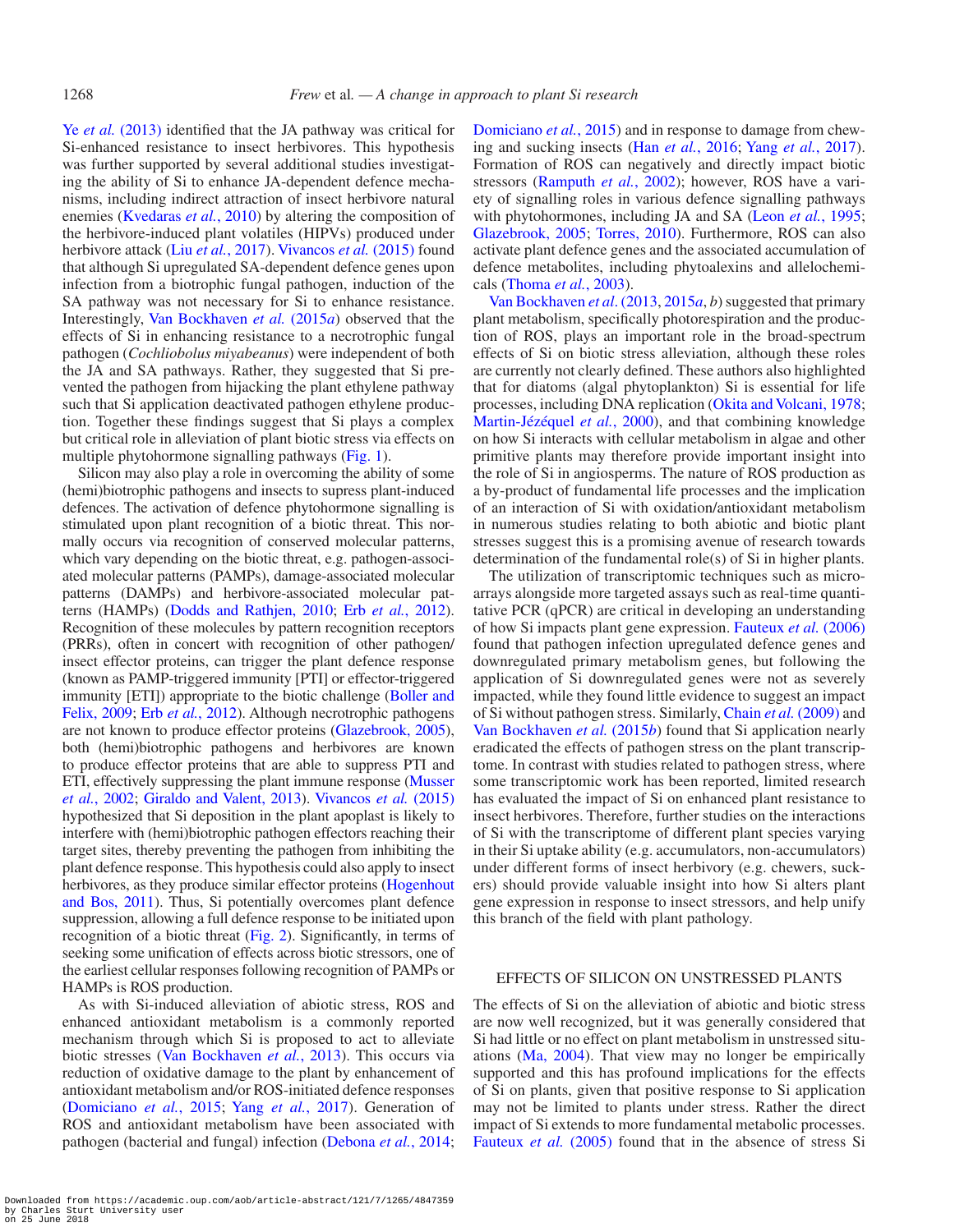Ye *et al.* (2013) identified that the JA pathway was critical for Si-enhanced resistance to insect herbivores. This hypothesis was further supported by several additional studies investigating the ability of Si to enhance JA-dependent defence mechanisms, including indirect attraction of insect herbivore natural enemies (Kvedaras *et al.*, 2010) by altering the composition of the herbivore-induced plant volatiles (HIPVs) produced under herbivore attack (Liu *et al.*, 2017). Vivancos *et al.* (2015) found that although Si upregulated SA-dependent defence genes upon infection from a biotrophic fungal pathogen, induction of the SA pathway was not necessary for Si to enhance resistance. Interestingly, Van Bockhaven *et al.* (2015*a*) observed that the effects of Si in enhancing resistance to a necrotrophic fungal pathogen (*Cochliobolus miyabeanus*) were independent of both the JA and SA pathways. Rather, they suggested that Si prevented the pathogen from hijacking the plant ethylene pathway such that Si application deactivated pathogen ethylene production. Together these findings suggest that Si plays a complex but critical role in alleviation of plant biotic stress via effects on multiple phytohormone signalling pathways (Fig. 1).

Silicon may also play a role in overcoming the ability of some (hemi)biotrophic pathogens and insects to supress plant-induced defences. The activation of defence phytohormone signalling is stimulated upon plant recognition of a biotic threat. This normally occurs via recognition of conserved molecular patterns, which vary depending on the biotic threat, e.g. pathogen-associated molecular patterns (PAMPs), damage-associated molecular patterns (DAMPs) and herbivore-associated molecular patterns (HAMPs) (Dodds and Rathjen, 2010; Erb *et al.*, 2012). Recognition of these molecules by pattern recognition receptors (PRRs), often in concert with recognition of other pathogen/insect effector proteins, can trigger the plant defence response (known as PAMP-triggered immunity [PTI] or effector-triggered immunity [ETI]) appropriate to the biotic challenge (Boller and Felix, 2009; Erb *et al.*, 2012). Although necrotrophic pathogens are not known to produce effector proteins (Glazebrook, 2005), both (hemi)biotrophic pathogens and herbivores are known to produce effector proteins that are able to suppress PTI and ETI, effectively suppressing the plant immune response (Musser *et al.*, 2002; Giraldo and Valent, 2013). Vivancos *et al.* (2015) hypothesized that Si deposition in the plant apoplast is likely to interfere with (hemi)biotrophic pathogen effectors reaching their target sites, thereby preventing the pathogen from inhibiting the plant defence response. This hypothesis could also apply to insect herbivores, as they produce similar effector proteins (Hogenhout and Bos, 2011). Thus, Si potentially overcomes plant defence suppression, allowing a full defence response to be initiated upon recognition of a biotic threat (Fig. 2). Significantly, in terms of seeking some unification of effects across biotic stressors, one of the earliest cellular responses following recognition of PAMPs or HAMPs is ROS production.

As with Si-induced alleviation of abiotic stress, ROS and enhanced antioxidant metabolism is a commonly reported mechanism through which Si is proposed to act to alleviate biotic stresses (Van Bockhaven *et al.*, 2013). This occurs via reduction of oxidative damage to the plant by enhancement of antioxidant metabolism and/or ROS-initiated defence responses (Domiciano *et al.*, 2015; Yang *et al.*, 2017). Generation of ROS and antioxidant metabolism have been associated with pathogen (bacterial and fungal) infection (Debona *et al.*, 2014; Domiciano *et al.*, 2015) and in response to damage from chewing and sucking insects (Han *et al.*, 2016; Yang *et al.*, 2017). Formation of ROS can negatively and directly impact biotic stressors (Ramputh *et al.*, 2002); however, ROS have a variety of signalling roles in various defence signalling pathways with phytohormones, including JA and SA (Leon *et al.*, 1995; Glazebrook, 2005; Torres, 2010). Furthermore, ROS can also activate plant defence genes and the associated accumulation of defence metabolites, including phytoalexins and allelochemicals (Thoma *et al.*, 2003).

Van Bockhaven *et al.* (2013, 2015*a*, *b*) suggested that primary plant metabolism, specifically photorespiration and the production of ROS, plays an important role in the broad-spectrum effects of Si on biotic stress alleviation, although these roles are currently not clearly defined. These authors also highlighted that for diatoms (algal phytoplankton) Si is essential for life processes, including DNA replication (Okita and Volcani, 1978; Martin-Jézéquel *et al.*, 2000), and that combining knowledge on how Si interacts with cellular metabolism in algae and other primitive plants may therefore provide important insight into the role of Si in angiosperms. The nature of ROS production as a by-product of fundamental life processes and the implication of an interaction of Si with oxidation/antioxidant metabolism in numerous studies relating to both abiotic and biotic plant stresses suggest this is a promising avenue of research towards determination of the fundamental role(s) of Si in higher plants.

The utilization of transcriptomic techniques such as microarrays alongside more targeted assays such as real-time quantitative PCR (qPCR) are critical in developing an understanding of how Si impacts plant gene expression. Fauteux *et al.* (2006) found that pathogen infection upregulated defence genes and downregulated primary metabolism genes, but following the application of Si downregulated genes were not as severely impacted, while they found little evidence to suggest an impact of Si without pathogen stress. Similarly, Chain *et al.* (2009) and Van Bockhaven *et al.* (2015*b*) found that Si application nearly eradicated the effects of pathogen stress on the plant transcriptome. In contrast with studies related to pathogen stress, where some transcriptomic work has been reported, limited research has evaluated the impact of Si on enhanced plant resistance to insect herbivores. Therefore, further studies on the interactions of Si with the transcriptome of different plant species varying in their Si uptake ability (e.g. accumulators, non-accumulators) under different forms of insect herbivory (e.g. chewers, suckers) should provide valuable insight into how Si alters plant gene expression in response to insect stressors, and help unify this branch of the field with plant pathology.

## EFFECTS OF SILICON ON UNSTRESSED PLANTS

The effects of Si on the alleviation of abiotic and biotic stress are now well recognized, but it was generally considered that Si had little or no effect on plant metabolism in unstressed situations (Ma, 2004). That view may no longer be empirically supported and this has profound implications for the effects of Si on plants, given that positive response to Si application may not be limited to plants under stress. Rather the direct impact of Si extends to more fundamental metabolic processes. Fauteux *et al.* (2005) found that in the absence of stress Si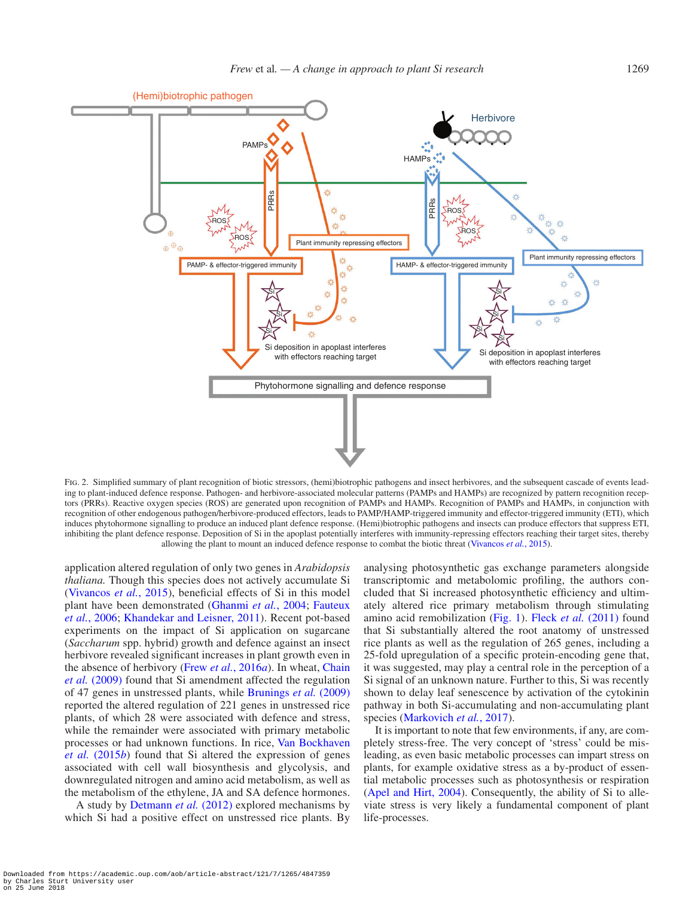Fig. 2. Simplified summary of plant recognition of biotic stressors, (hemi)biotrophic pathogens and insect herbivores, and the subsequent cascade of events leading to plant-induced defence response. Pathogen- and herbivore-associated molecular patterns (PAMPs and HAMPs) are recognized by pattern recognition receptors (PRRs). Reactive oxygen species (ROS) are generated upon recognition of PAMPs and HAMPs. Recognition of PAMPs and HAMPs, in conjunction with recognition of other endogenous pathogen/herbivore-produced effectors, leads to PAMP/HAMP-triggered immunity and effector-triggered immunity (ETI), which induces phytohormone signalling to produce an induced plant defence response. (Hemi)biotrophic pathogens and insects can produce effectors that suppress ETI, inhibiting the plant defence response. Deposition of Si in the apoplast potentially interferes with immunity-repressing effectors reaching their target sites, thereby allowing the plant to mount an induced defence response to combat the biotic threat (Vivancos *et al.*, 2015).

application altered regulation of only two genes in *Arabidopsis thaliana.* Though this species does not actively accumulate Si (Vivancos *et al.*, 2015), beneficial effects of Si in this model plant have been demonstrated (Ghanmi *et al.*, 2004; Fauteux *et al.*, 2006; Khandekar and Leisner, 2011). Recent pot-based experiments on the impact of Si application on sugarcane (*Saccharum* spp. hybrid) growth and defence against an insect herbivore revealed significant increases in plant growth even in the absence of herbivory (Frew *et al.*, 2016*a*). In wheat, Chain *et al.* (2009) found that Si amendment affected the regulation of 47 genes in unstressed plants, while Brunings *et al.* (2009) reported the altered regulation of 221 genes in unstressed rice plants, of which 28 were associated with defence and stress, while the remainder were associated with primary metabolic processes or had unknown functions. In rice, Van Bockhaven *et al.* (2015*b*) found that Si altered the expression of genes associated with cell wall biosynthesis and glycolysis, and downregulated nitrogen and amino acid metabolism, as well as the metabolism of the ethylene, JA and SA defence hormones.

A study by Detmann *et al.* (2012) explored mechanisms by which Si had a positive effect on unstressed rice plants. By analysing photosynthetic gas exchange parameters alongside transcriptomic and metabolomic profiling, the authors concluded that Si increased photosynthetic efficiency and ultimately altered rice primary metabolism through stimulating amino acid remobilization (Fig. 1). Fleck *et al.* (2011) found that Si substantially altered the root anatomy of unstressed rice plants as well as the regulation of 265 genes, including a 25-fold upregulation of a specific protein-encoding gene that, it was suggested, may play a central role in the perception of a Si signal of an unknown nature. Further to this, Si was recently shown to delay leaf senescence by activation of the cytokinin pathway in both Si-accumulating and non-accumulating plant species (Markovich *et al.*, 2017).

It is important to note that few environments, if any, are completely stress-free. The very concept of 'stress' could be misleading, as even basic metabolic processes can impart stress on plants, for example oxidative stress as a by-product of essential metabolic processes such as photosynthesis or respiration (Apel and Hirt, 2004). Consequently, the ability of Si to alleviate stress is very likely a fundamental component of plant life-processes.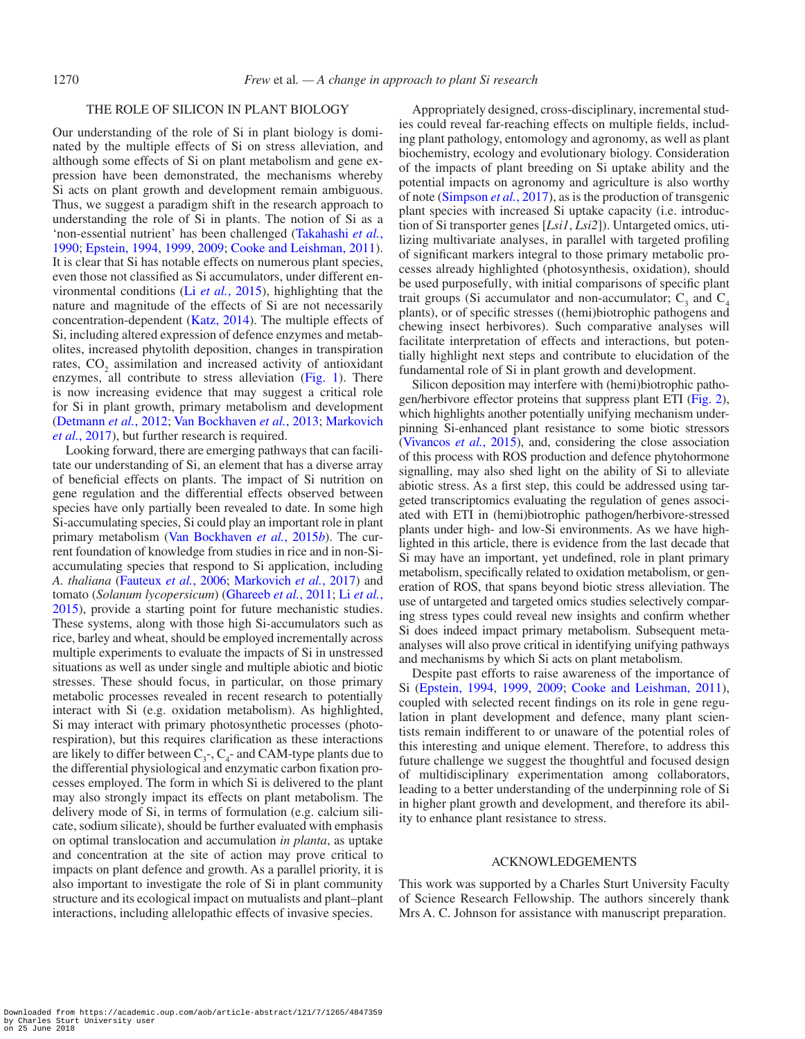## THE ROLE OF SILICON IN PLANT BIOLOGY

Our understanding of the role of Si in plant biology is dominated by the multiple effects of Si on stress alleviation, and although some effects of Si on plant metabolism and gene expression have been demonstrated, the mechanisms whereby Si acts on plant growth and development remain ambiguous. Thus, we suggest a paradigm shift in the research approach to understanding the role of Si in plants. The notion of Si as a 'non-essential nutrient' has been challenged (Takahashi *et al.*, 1990; Epstein, 1994, 1999, 2009; Cooke and Leishman, 2011). It is clear that Si has notable effects on numerous plant species, even those not classified as Si accumulators, under different environmental conditions (Li *et al.*, 2015), highlighting that the nature and magnitude of the effects of Si are not necessarily concentration-dependent (Katz, 2014). The multiple effects of Si, including altered expression of defence enzymes and metabolites, increased phytolith deposition, changes in transpiration rates, $CO_2$ assimilation and increased activity of antioxidant enzymes, all contribute to stress alleviation (Fig. 1). There is now increasing evidence that may suggest a critical role for Si in plant growth, primary metabolism and development (Detmann *et al.*, 2012; Van Bockhaven *et al.*, 2013; Markovich *et al.*, 2017), but further research is required.

Looking forward, there are emerging pathways that can facilitate our understanding of Si, an element that has a diverse array of beneficial effects on plants. The impact of Si nutrition on gene regulation and the differential effects observed between species have only partially been revealed to date. In some high Si-accumulating species, Si could play an important role in plant primary metabolism (Van Bockhaven *et al.*, 2015*b*). The current foundation of knowledge from studies in rice and in non-Si-accumulating species that respond to Si application, including *A. thaliana* (Fauteux *et al.*, 2006; Markovich *et al.*, 2017) and tomato (*Solanum lycopersicum*) (Ghareeb *et al.*, 2011; Li *et al.*, 2015), provide a starting point for future mechanistic studies. These systems, along with those high Si-accumulators such as rice, barley and wheat, should be employed incrementally across multiple experiments to evaluate the impacts of Si in unstressed situations as well as under single and multiple abiotic and biotic stresses. These should focus, in particular, on those primary metabolic processes revealed in recent research to potentially interact with Si (e.g. oxidation metabolism). As highlighted, Si may interact with primary photosynthetic processes (photorespiration), but this requires clarification as these interactions are likely to differ between $C_3$-, $C_4$- and CAM-type plants due to the differential physiological and enzymatic carbon fixation processes employed. The form in which Si is delivered to the plant may also strongly impact its effects on plant metabolism. The delivery mode of Si, in terms of formulation (e.g. calcium silicate, sodium silicate), should be further evaluated with emphasis on optimal translocation and accumulation *in planta*, as uptake and concentration at the site of action may prove critical to impacts on plant defence and growth. As a parallel priority, it is also important to investigate the role of Si in plant community structure and its ecological impact on mutualists and plant–plant interactions, including allelopathic effects of invasive species.

Appropriately designed, cross-disciplinary, incremental studies could reveal far-reaching effects on multiple fields, including plant pathology, entomology and agronomy, as well as plant biochemistry, ecology and evolutionary biology. Consideration of the impacts of plant breeding on Si uptake ability and the potential impacts on agronomy and agriculture is also worthy of note (Simpson *et al.*, 2017), as is the production of transgenic plant species with increased Si uptake capacity (i.e. introduction of Si transporter genes [*Lsi1*, *Lsi2*]). Untargeted omics, utilizing multivariate analyses, in parallel with targeted profiling of significant markers integral to those primary metabolic processes already highlighted (photosynthesis, oxidation), should be used purposefully, with initial comparisons of specific plant trait groups (Si accumulator and non-accumulator; $C_3$ and $C_4$ plants), or of specific stresses ((hemi)biotrophic pathogens and chewing insect herbivores). Such comparative analyses will facilitate interpretation of effects and interactions, but potentially highlight next steps and contribute to elucidation of the fundamental role of Si in plant growth and development.

Silicon deposition may interfere with (hemi)biotrophic pathogen/herbivore effector proteins that suppress plant ETI (Fig. 2), which highlights another potentially unifying mechanism underpinning Si-enhanced plant resistance to some biotic stressors (Vivancos *et al.*, 2015), and, considering the close association of this process with ROS production and defence phytohormone signalling, may also shed light on the ability of Si to alleviate abiotic stress. As a first step, this could be addressed using targeted transcriptomics evaluating the regulation of genes associated with ETI in (hemi)biotrophic pathogen/herbivore-stressed plants under high- and low-Si environments. As we have highlighted in this article, there is evidence from the last decade that Si may have an important, yet undefined, role in plant primary metabolism, specifically related to oxidation metabolism, or generation of ROS, that spans beyond biotic stress alleviation. The use of untargeted and targeted omics studies selectively comparing stress types could reveal new insights and confirm whether Si does indeed impact primary metabolism. Subsequent meta-analyses will also prove critical in identifying unifying pathways and mechanisms by which Si acts on plant metabolism.

Despite past efforts to raise awareness of the importance of Si (Epstein, 1994, 1999, 2009; Cooke and Leishman, 2011), coupled with selected recent findings on its role in gene regulation in plant development and defence, many plant scientists remain indifferent to or unaware of the potential roles of this interesting and unique element. Therefore, to address this future challenge we suggest the thoughtful and focused design of multidisciplinary experimentation among collaborators, leading to a better understanding of the underpinning role of Si in higher plant growth and development, and therefore its ability to enhance plant resistance to stress.

## ACKNOWLEDGEMENTS

This work was supported by a Charles Sturt University Faculty of Science Research Fellowship. The authors sincerely thank Mrs A. C. Johnson for assistance with manuscript preparation.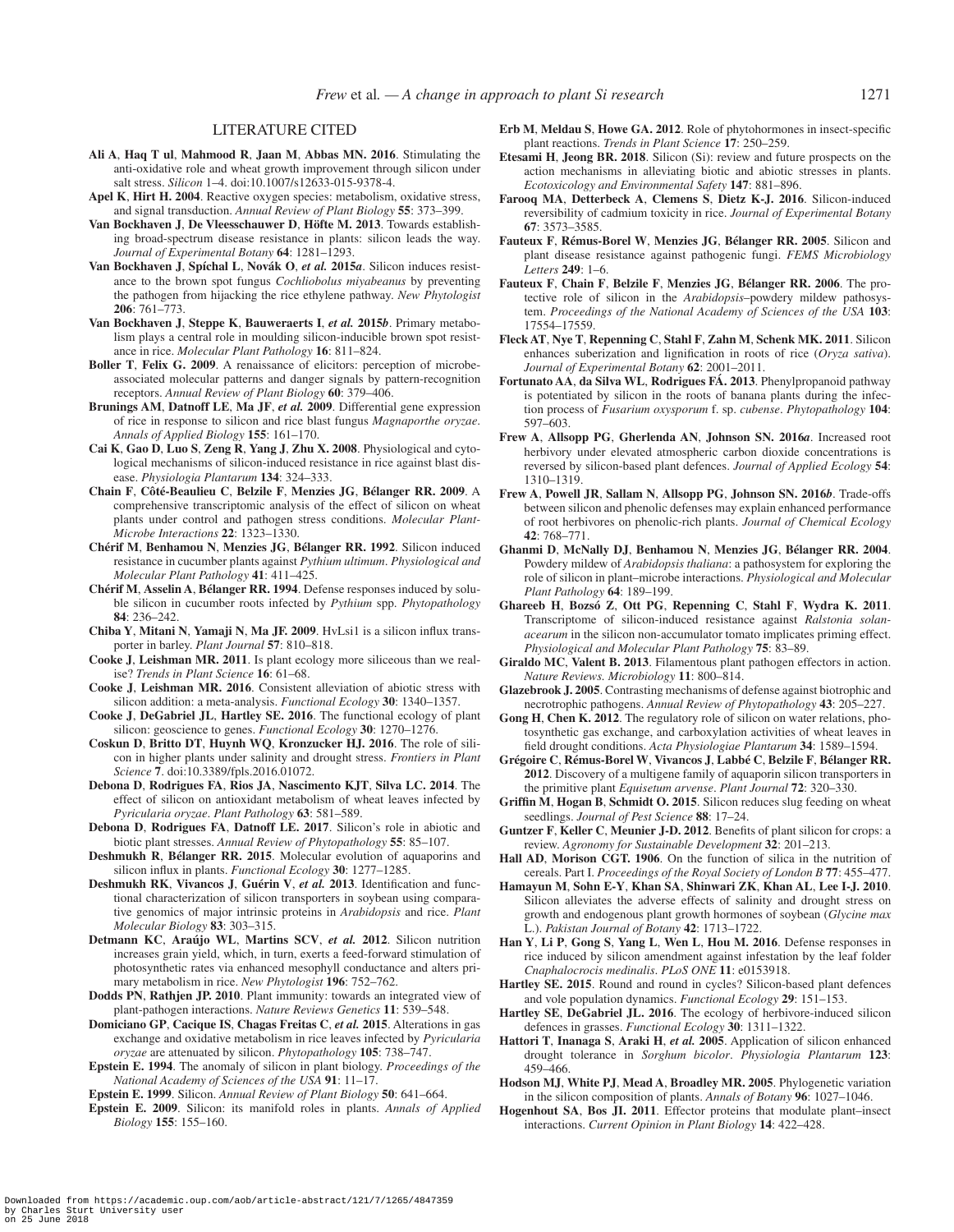## LITERATURE CITED

**Ali A**, **Haq T ul**, **Mahmood R**, **Jaan M**, **Abbas MN. 2016**. Stimulating the anti-oxidative role and wheat growth improvement through silicon under salt stress. *Silicon* 1–4. doi:10.1007/s12633-015-9378-4.

**Apel K**, **Hirt H. 2004**. Reactive oxygen species: metabolism, oxidative stress, and signal transduction. *Annual Review of Plant Biology* **55**: 373–399.

**Van Bockhaven J**, **De Vleesschauwer D**, **Höfte M. 2013**. Towards establishing broad-spectrum disease resistance in plants: silicon leads the way. *Journal of Experimental Botany* **64**: 1281–1293.

**Van Bockhaven J**, **Spíchal L**, **Novák O**, *et al.* **2015*a***. Silicon induces resistance to the brown spot fungus *Cochliobolus miyabeanus* by preventing the pathogen from hijacking the rice ethylene pathway. *New Phytologist* **206**: 761–773.

**Van Bockhaven J**, **Steppe K**, **Bauweraerts I**, *et al.* **2015*b***. Primary metabolism plays a central role in moulding silicon-inducible brown spot resistance in rice. *Molecular Plant Pathology* **16**: 811–824.

**Boller T**, **Felix G. 2009**. A renaissance of elicitors: perception of microbe-associated molecular patterns and danger signals by pattern-recognition receptors. *Annual Review of Plant Biology* **60**: 379–406.

**Brunings AM**, **Datnoff LE**, **Ma JF**, *et al.* **2009**. Differential gene expression of rice in response to silicon and rice blast fungus *Magnaporthe oryzae*. *Annals of Applied Biology* **155**: 161–170.

**Cai K**, **Gao D**, **Luo S**, **Zeng R**, **Yang J**, **Zhu X. 2008**. Physiological and cytological mechanisms of silicon-induced resistance in rice against blast disease. *Physiologia Plantarum* **134**: 324–333.

**Chain F**, **Côté-Beaulieu C**, **Belzile F**, **Menzies JG**, **Bélanger RR. 2009**. A comprehensive transcriptomic analysis of the effect of silicon on wheat plants under control and pathogen stress conditions. *Molecular Plant-Microbe Interactions* **22**: 1323–1330.

**Chérif M**, **Benhamou N**, **Menzies JG**, **Bélanger RR. 1992**. Silicon induced resistance in cucumber plants against *Pythium ultimum*. *Physiological and Molecular Plant Pathology* **41**: 411–425.

**Chérif M**, **Asselin A**, **Bélanger RR. 1994**. Defense responses induced by soluble silicon in cucumber roots infected by *Pythium* spp. *Phytopathology* **84**: 236–242.

**Chiba Y**, **Mitani N**, **Yamaji N**, **Ma JF. 2009**. HvLsi1 is a silicon influx transporter in barley. *Plant Journal* **57**: 810–818.

**Cooke J**, **Leishman MR. 2011**. Is plant ecology more siliceous than we realise? *Trends in Plant Science* **16**: 61–68.

**Cooke J**, **Leishman MR. 2016**. Consistent alleviation of abiotic stress with silicon addition: a meta-analysis. *Functional Ecology* **30**: 1340–1357.

**Cooke J**, **DeGabriel JL**, **Hartley SE. 2016**. The functional ecology of plant silicon: geoscience to genes. *Functional Ecology* **30**: 1270–1276.

**Coskun D**, **Britto DT**, **Huynh WQ**, **Kronzucker HJ. 2016**. The role of silicon in higher plants under salinity and drought stress. *Frontiers in Plant Science* **7**. doi:10.3389/fpls.2016.01072.

**Debona D**, **Rodrigues FA**, **Rios JA**, **Nascimento KJT**, **Silva LC. 2014**. The effect of silicon on antioxidant metabolism of wheat leaves infected by *Pyricularia oryzae*. *Plant Pathology* **63**: 581–589.

**Debona D**, **Rodrigues FA**, **Datnoff LE. 2017**. Silicon's role in abiotic and biotic plant stresses. *Annual Review of Phytopathology* **55**: 85–107.

**Deshmukh R**, **Bélanger RR. 2015**. Molecular evolution of aquaporins and silicon influx in plants. *Functional Ecology* **30**: 1277–1285.

**Deshmukh RK**, **Vivancos J**, **Guérin V**, *et al.* **2013**. Identification and functional characterization of silicon transporters in soybean using comparative genomics of major intrinsic proteins in *Arabidopsis* and rice. *Plant Molecular Biology* **83**: 303–315.

**Detmann KC**, **Araújo WL**, **Martins SCV**, *et al.* **2012**. Silicon nutrition increases grain yield, which, in turn, exerts a feed-forward stimulation of photosynthetic rates via enhanced mesophyll conductance and alters primary metabolism in rice. *New Phytologist* **196**: 752–762.

**Dodds PN**, **Rathjen JP. 2010**. Plant immunity: towards an integrated view of plant-pathogen interactions. *Nature Reviews Genetics* **11**: 539–548.

**Domiciano GP**, **Cacique IS**, **Chagas Freitas C**, *et al.* **2015**. Alterations in gas exchange and oxidative metabolism in rice leaves infected by *Pyricularia oryzae* are attenuated by silicon. *Phytopathology* **105**: 738–747.

**Epstein E. 1994**. The anomaly of silicon in plant biology. *Proceedings of the National Academy of Sciences of the USA* **91**: 11–17.

**Epstein E. 1999**. Silicon. *Annual Review of Plant Biology* **50**: 641–664.

**Epstein E. 2009**. Silicon: its manifold roles in plants. *Annals of Applied Biology* **155**: 155–160.

**Erb M**, **Meldau S**, **Howe GA. 2012**. Role of phytohormones in insect-specific plant reactions. *Trends in Plant Science* **17**: 250–259.

**Etesami H**, **Jeong BR. 2018**. Silicon (Si): review and future prospects on the action mechanisms in alleviating biotic and abiotic stresses in plants. *Ecotoxicology and Environmental Safety* **147**: 881–896.

**Farooq MA**, **Detterbeck A**, **Clemens S**, **Dietz K-J. 2016**. Silicon-induced reversibility of cadmium toxicity in rice. *Journal of Experimental Botany* **67**: 3573–3585.

**Fauteux F**, **Rémus-Borel W**, **Menzies JG**, **Bélanger RR. 2005**. Silicon and plant disease resistance against pathogenic fungi. *FEMS Microbiology Letters* **249**: 1–6.

**Fauteux F**, **Chain F**, **Belzile F**, **Menzies JG**, **Bélanger RR. 2006**. The protective role of silicon in the *Arabidopsis*–powdery mildew pathosystem. *Proceedings of the National Academy of Sciences of the USA* **103**: 17554–17559.

**Fleck AT**, **Nye T**, **Repenning C**, **Stahl F**, **Zahn M**, **Schenk MK. 2011**. Silicon enhances suberization and lignification in roots of rice (*Oryza sativa*). *Journal of Experimental Botany* **62**: 2001–2011.

**Fortunato AA**, **da Silva WL**, **Rodrigues FÁ. 2013**. Phenylpropanoid pathway is potentiated by silicon in the roots of banana plants during the infection process of *Fusarium oxysporum* f. sp. *cubense*. *Phytopathology* **104**: 597–603.

**Frew A**, **Allsopp PG**, **Gherlenda AN**, **Johnson SN. 2016*a***. Increased root herbivory under elevated atmospheric carbon dioxide concentrations is reversed by silicon-based plant defences. *Journal of Applied Ecology* **54**: 1310–1319.

**Frew A**, **Powell JR**, **Sallam N**, **Allsopp PG**, **Johnson SN. 2016*b***. Trade-offs between silicon and phenolic defenses may explain enhanced performance of root herbivores on phenolic-rich plants. *Journal of Chemical Ecology* **42**: 768–771.

**Ghanmi D**, **McNally DJ**, **Benhamou N**, **Menzies JG**, **Bélanger RR. 2004**. Powdery mildew of *Arabidopsis thaliana*: a pathosystem for exploring the role of silicon in plant–microbe interactions. *Physiological and Molecular Plant Pathology* **64**: 189–199.

**Ghareeb H**, **Bozsó Z**, **Ott PG**, **Repenning C**, **Stahl F**, **Wydra K. 2011**. Transcriptome of silicon-induced resistance against *Ralstonia solanacearum* in the silicon non-accumulator tomato implicates priming effect. *Physiological and Molecular Plant Pathology* **75**: 83–89.

**Giraldo MC**, **Valent B. 2013**. Filamentous plant pathogen effectors in action. *Nature Reviews. Microbiology* **11**: 800–814.

**Glazebrook J. 2005**. Contrasting mechanisms of defense against biotrophic and necrotrophic pathogens. *Annual Review of Phytopathology* **43**: 205–227.

**Gong H**, **Chen K. 2012**. The regulatory role of silicon on water relations, photosynthetic gas exchange, and carboxylation activities of wheat leaves in field drought conditions. *Acta Physiologiae Plantarum* **34**: 1589–1594.

**Grégoire C**, **Rémus-Borel W**, **Vivancos J**, **Labbé C**, **Belzile F**, **Bélanger RR. 2012**. Discovery of a multigene family of aquaporin silicon transporters in the primitive plant *Equisetum arvense*. *Plant Journal* **72**: 320–330.

**Griffin M**, **Hogan B**, **Schmidt O. 2015**. Silicon reduces slug feeding on wheat seedlings. *Journal of Pest Science* **88**: 17–24.

**Guntzer F**, **Keller C**, **Meunier J-D. 2012**. Benefits of plant silicon for crops: a review. *Agronomy for Sustainable Development* **32**: 201–213.

**Hall AD**, **Morison CGT. 1906**. On the function of silica in the nutrition of cereals. Part I. *Proceedings of the Royal Society of London B* **77**: 455–477.

**Hamayun M**, **Sohn E-Y**, **Khan SA**, **Shinwari ZK**, **Khan AL**, **Lee I-J. 2010**. Silicon alleviates the adverse effects of salinity and drought stress on growth and endogenous plant growth hormones of soybean (*Glycine max* L.). *Pakistan Journal of Botany* **42**: 1713–1722.

**Han Y**, **Li P**, **Gong S**, **Yang L**, **Wen L**, **Hou M. 2016**. Defense responses in rice induced by silicon amendment against infestation by the leaf folder *Cnaphalocrocis medinalis*. *PLoS ONE* **11**: e0153918.

**Hartley SE. 2015**. Round and round in cycles? Silicon-based plant defences and vole population dynamics. *Functional Ecology* **29**: 151–153.

**Hartley SE**, **DeGabriel JL. 2016**. The ecology of herbivore-induced silicon defences in grasses. *Functional Ecology* **30**: 1311–1322.

**Hattori T**, **Inanaga S**, **Araki H**, *et al.* **2005**. Application of silicon enhanced drought tolerance in *Sorghum bicolor*. *Physiologia Plantarum* **123**: 459–466.

**Hodson MJ**, **White PJ**, **Mead A**, **Broadley MR. 2005**. Phylogenetic variation in the silicon composition of plants. *Annals of Botany* **96**: 1027–1046.

**Hogenhout SA**, **Bos JI. 2011**. Effector proteins that modulate plant–insect interactions. *Current Opinion in Plant Biology* **14**: 422–428.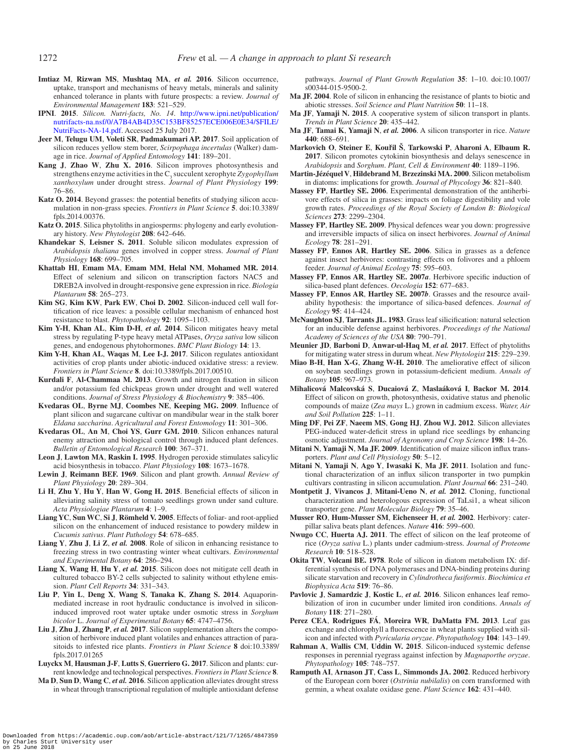**Imtiaz M**, **Rizwan MS**, **Mushtaq MA**, ***et al.*** **2016**. Silicon occurrence, uptake, transport and mechanisms of heavy metals, minerals and salinity enhanced tolerance in plants with future prospects: a review. *Journal of Environmental Management* **183**: 521–529.

**IPNI**. **2015**. *Silicon. Nutri-facts, No. 14*. http://www.ipni.net/publication/nutrifacts-na.nsf/0/A7B4AB4D35C153BF85257ECE006E0E34/$FILE/NutriFacts-NA-14.pdf. Accessed 25 July 2017.

**Jeer M**, **Telugu UM**, **Voleti SR**, **Padmakumari AP. 2017**. Soil application of silicon reduces yellow stem borer, *Scirpophaga incertulas* (Walker) damage in rice. *Journal of Applied Entomology* **141**: 189–201.

**Kang J**, **Zhao W**, **Zhu X. 2016**. Silicon improves photosynthesis and strengthens enzyme activities in the $C_3$ succulent xerophyte *Zygophyllum xanthoxylum* under drought stress. *Journal of Plant Physiology* **199**: 76–86.

**Katz O. 2014**. Beyond grasses: the potential benefits of studying silicon accumulation in non-grass species. *Frontiers in Plant Science* **5**. doi:10.3389/fpls.2014.00376.

**Katz O. 2015**. Silica phytoliths in angiosperms: phylogeny and early evolutionary history. *New Phytologist* **208**: 642–646.

**Khandekar S**, **Leisner S. 2011**. Soluble silicon modulates expression of *Arabidopsis thaliana* genes involved in copper stress. *Journal of Plant Physiology* **168**: 699–705.

**Khattab HI**, **Emam MA**, **Emam MM**, **Helal NM**, **Mohamed MR. 2014**. Effect of selenium and silicon on transcription factors NAC5 and DREB2A involved in drought-responsive gene expression in rice. *Biologia Plantarum* **58**: 265–273.

**Kim SG**, **Kim KW**, **Park EW**, **Choi D. 2002**. Silicon-induced cell wall fortification of rice leaves: a possible cellular mechanism of enhanced host resistance to blast. *Phytopathology* **92**: 1095–1103.

**Kim Y-H**, **Khan AL**, **Kim D-H**, ***et al.*** **2014**. Silicon mitigates heavy metal stress by regulating P-type heavy metal ATPases, *Oryza sativa* low silicon genes, and endogenous phytohormones. *BMC Plant Biology* **14**: 13.

**Kim Y-H**, **Khan AL**, **Waqas M**, **Lee I-J. 2017**. Silicon regulates antioxidant activities of crop plants under abiotic-induced oxidative stress: a review. *Frontiers in Plant Science* **8**. doi:10.3389/fpls.2017.00510.

**Kurdali F**, **Al-Chammaa M. 2013**. Growth and nitrogen fixation in silicon and/or potassium fed chickpeas grown under drought and well watered conditions. *Journal of Stress Physiology & Biochemistry* **9**: 385–406.

**Kvedaras OL**, **Byrne MJ**, **Coombes NE**, **Keeping MG. 2009**. Influence of plant silicon and sugarcane cultivar on mandibular wear in the stalk borer *Eldana saccharina*. *Agricultural and Forest Entomology* **11**: 301–306.

**Kvedaras OL**, **An M**, **Choi YS**, **Gurr GM. 2010**. Silicon enhances natural enemy attraction and biological control through induced plant defences. *Bulletin of Entomological Research* **100**: 367–371.

**Leon J**, **Lawton MA**, **Raskin I. 1995**. Hydrogen peroxide stimulates salicylic acid biosynthesis in tobacco. *Plant Physiology* **108**: 1673–1678.

**Lewin J**, **Reimann BEF. 1969**. Silicon and plant growth. *Annual Review of Plant Physiology* **20**: 289–304.

**Li H**, **Zhu Y**, **Hu Y**, **Han W**, **Gong H. 2015**. Beneficial effects of silicon in alleviating salinity stress of tomato seedlings grown under sand culture. *Acta Physiologiae Plantarum* **4**: 1–9.

**Liang YC**, **Sun WC**, **Si J**, **Römheld V. 2005**. Effects of foliar- and root-applied silicon on the enhancement of induced resistance to powdery mildew in *Cucumis sativus*. *Plant Pathology* **54**: 678–685.

**Liang Y**, **Zhu J**, **Li Z**, ***et al.*** **2008**. Role of silicon in enhancing resistance to freezing stress in two contrasting winter wheat cultivars. *Environmental and Experimental Botany* **64**: 286–294.

**Liang X**, **Wang H**, **Hu Y**, ***et al.*** **2015**. Silicon does not mitigate cell death in cultured tobacco BY-2 cells subjected to salinity without ethylene emission. *Plant Cell Reports* **34**: 331–343.

**Liu P**, **Yin L**, **Deng X**, **Wang S**, **Tanaka K**, **Zhang S. 2014**. Aquaporin-mediated increase in root hydraulic conductance is involved in silicon-induced improved root water uptake under osmotic stress in *Sorghum bicolor* L. *Journal of Experimental Botany* **65**: 4747–4756.

**Liu J**, **Zhu J**, **Zhang P**, ***et al.*** **2017**. Silicon supplementation alters the composition of herbivore induced plant volatiles and enhances attraction of parasitoids to infested rice plants. *Frontiers in Plant Science* **8** doi:10.3389/fpls.2017.01265

**Luyckx M**, **Hausman J-F**, **Lutts S**, **Guerriero G. 2017**. Silicon and plants: current knowledge and technological perspectives. *Frontiers in Plant Science* **8**.

**Ma D**, **Sun D**, **Wang C**, ***et al.*** **2016**. Silicon application alleviates drought stress in wheat through transcriptional regulation of multiple antioxidant defense pathways. *Journal of Plant Growth Regulation* **35**: 1–10. doi:10.1007/s00344-015-9500-2.

**Ma JF. 2004**. Role of silicon in enhancing the resistance of plants to biotic and abiotic stresses. *Soil Science and Plant Nutrition* **50**: 11–18.

**Ma JF**, **Yamaji N. 2015**. A cooperative system of silicon transport in plants. *Trends in Plant Science* **20**: 435–442.

**Ma JF**, **Tamai K**, **Yamaji N**, ***et al.*** **2006**. A silicon transporter in rice. *Nature* **440**: 688–691.

**Markovich O**, **Steiner E**, **Kouřil Š**, **Tarkowski P**, **Aharoni A**, **Elbaum R. 2017**. Silicon promotes cytokinin biosynthesis and delays senescence in *Arabidopsis* and *Sorghum*. *Plant, Cell & Environment* **40**: 1189–1196.

**Martin-Jézéquel V**, **Hildebrand M**, **Brzezinski MA. 2000**. Silicon metabolism in diatoms: implications for growth. *Journal of Phycology* **36**: 821–840.

**Massey FP**, **Hartley SE. 2006**. Experimental demonstration of the antiherbivore effects of silica in grasses: impacts on foliage digestibility and vole growth rates. *Proceedings of the Royal Society of London B: Biological Sciences* **273**: 2299–2304.

**Massey FP**, **Hartley SE. 2009**. Physical defences wear you down: progressive and irreversible impacts of silica on insect herbivores. *Journal of Animal Ecology* **78**: 281–291.

**Massey FP**, **Ennos AR**, **Hartley SE. 2006**. Silica in grasses as a defence against insect herbivores: contrasting effects on folivores and a phloem feeder. *Journal of Animal Ecology* **75**: 595–603.

**Massey FP**, **Ennos AR**, **Hartley SE. 2007*a***. Herbivore specific induction of silica-based plant defences. *Oecologia* **152**: 677–683.

**Massey FP**, **Ennos AR**, **Hartley SE. 2007*b***. Grasses and the resource availability hypothesis: the importance of silica-based defences. *Journal of Ecology* **95**: 414–424.

**McNaughton SJ**, **Tarrants JL. 1983**. Grass leaf silicification: natural selection for an inducible defense against herbivores. *Proceedings of the National Academy of Sciences of the USA* **80**: 790–791.

**Meunier JD**, **Barboni D**, **Anwar-ul-Haq M**, ***et al.*** **2017**. Effect of phytoliths for mitigating water stress in durum wheat. *New Phytologist* **215**: 229–239.

**Miao B-H**, **Han X-G**, **Zhang W-H. 2010**. The ameliorative effect of silicon on soybean seedlings grown in potassium-deficient medium. *Annals of Botany* **105**: 967–973.

**Mihalicová Malcovská S**, **Ducaiová Z**, **Maslaáková I**, **Backor M. 2014**. Effect of silicon on growth, photosynthesis, oxidative status and phenolic compounds of maize (*Zea mays* L.) grown in cadmium excess. *Water, Air and Soil Pollution* **225**: 1–11.

**Ming DF**, **Pei ZF**, **Naeem MS**, **Gong HJ**, **Zhou WJ. 2012**. Silicon alleviates PEG-induced water-deficit stress in upland rice seedlings by enhancing osmotic adjustment. *Journal of Agronomy and Crop Science* **198**: 14–26.

**Mitani N**, **Yamaji N**, **Ma JF. 2009**. Identification of maize silicon influx transporters. *Plant and Cell Physiology* **50**: 5–12.

**Mitani N**, **Yamaji N**, **Ago Y**, **Iwasaki K**, **Ma JF. 2011**. Isolation and functional characterization of an influx silicon transporter in two pumpkin cultivars contrasting in silicon accumulation. *Plant Journal* **66**: 231–240.

**Montpetit J**, **Vivancos J**, **Mitani-Ueno N**, ***et al.*** **2012**. Cloning, functional characterization and heterologous expression of TaLsi1, a wheat silicon transporter gene. *Plant Molecular Biology* **79**: 35–46.

**Musser RO**, **Hum-Musser SM**, **Eichenseer H**, ***et al.*** **2002**. Herbivory: caterpillar saliva beats plant defences. *Nature* **416**: 599–600.

**Nwugo CC**, **Huerta AJ. 2011**. The effect of silicon on the leaf proteome of rice (*Oryza sativa* L.) plants under cadmium-stress. *Journal of Proteome Research* **10**: 518–528.

**Okita TW**, **Volcani BE. 1978**. Role of silicon in diatom metabolism IX: differential synthesis of DNA polymerases and DNA-binding proteins during silicate starvation and recovery in *Cylindrotheca fusiformis*. *Biochimica et Biophysica Acta* **519**: 76–86.

**Pavlovic J**, **Samardzic J**, **Kostic L**, ***et al.*** **2016**. Silicon enhances leaf remobilization of iron in cucumber under limited iron conditions. *Annals of Botany* **118**: 271–280.

**Perez CEA**, **Rodrigues FÁ**, **Moreira WR**, **DaMatta FM. 2013**. Leaf gas exchange and chlorophyll a fluorescence in wheat plants supplied with silicon and infected with *Pyricularia oryzae*. *Phytopathology* **104**: 143–149.

**Rahman A**, **Wallis CM**, **Uddin W. 2015**. Silicon-induced systemic defense responses in perennial ryegrass against infection by *Magnaporthe oryzae*. *Phytopathology* **105**: 748–757.

**Ramputh AI**, **Arnason JT**, **Cass L**, **Simmonds JA. 2002**. Reduced herbivory of the European corn borer (*Ostrinia nubilalis*) on corn transformed with germin, a wheat oxalate oxidase gene. *Plant Science* **162**: 431–440.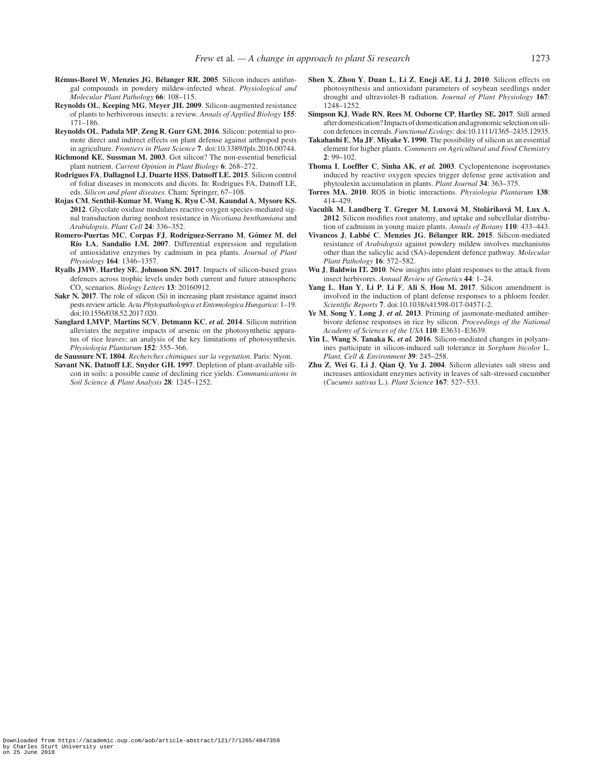**Rémus-Borel W**, **Menzies JG**, **Bélanger RR. 2005**. Silicon induces antifungal compounds in powdery mildew-infected wheat. *Physiological and Molecular Plant Pathology* **66**: 108–115.

**Reynolds OL**, **Keeping MG**, **Meyer JH. 2009**. Silicon-augmented resistance of plants to herbivorous insects: a review. *Annals of Applied Biology* **155**: 171–186.

**Reynolds OL**, **Padula MP**, **Zeng R**, **Gurr GM. 2016**. Silicon: potential to promote direct and indirect effects on plant defense against arthropod pests in agriculture. *Frontiers in Plant Science* **7**. doi:10.3389/fpls.2016.00744.

**Richmond KE**, **Sussman M. 2003**. Got silicon? The non-essential beneficial plant nutrient. *Current Opinion in Plant Biology* **6**: 268–272.

**Rodrigues FA**, **Dallagnol LJ**, **Duarte HSS**, **Datnoff LE. 2015**. Silicon control of foliar diseases in monocots and dicots. In: Rodrigues FA, Datnoff LE, eds. *Silicon and plant diseases*. Cham: Springer, 67–108.

**Rojas CM**, **Senthil-Kumar M**, **Wang K**, **Ryu C-M**, **Kaundal A**, **Mysore KS. 2012**. Glycolate oxidase modulates reactive oxygen species-mediated signal transduction during nonhost resistance in *Nicotiana benthamiana* and *Arabidopsis*. *Plant Cell* **24**: 336–352.

**Romero-Puertas MC**, **Corpas FJ**, **Rodríguez-Serrano M**, **Gómez M**, **del Río LA**, **Sandalio LM. 2007**. Differential expression and regulation of antioxidative enzymes by cadmium in pea plants. *Journal of Plant Physiology* **164**: 1346–1357.

**Ryalls JMW**, **Hartley SE**, **Johnson SN. 2017**. Impacts of silicon-based grass defences across trophic levels under both current and future atmospheric $CO_2$ scenarios. *Biology Letters* **13**: 20160912.

**Sakr N. 2017**. The role of silicon (Si) in increasing plant resistance against insect pests review article. *Acta Phytopathologica et Entomologica Hungarica*: 1–19. doi:10.1556/038.52.2017.020.

**Sanglard LMVP**, **Martins SCV**, **Detmann KC**, ***et al.* 2014**. Silicon nutrition alleviates the negative impacts of arsenic on the photosynthetic apparatus of rice leaves: an analysis of the key limitations of photosynthesis. *Physiologia Plantarum* **152**: 355–366.

**de Saussure NT. 1804**. *Recherches chimiques sur la vegetation*. Paris: Nyon.

**Savant NK**, **Datnoff LE**, **Snyder GH. 1997**. Depletion of plant-available silicon in soils: a possible cause of declining rice yields. *Communications in Soil Science & Plant Analysis* **28**: 1245–1252.

**Shen X**, **Zhou Y**, **Duan L**, **Li Z**, **Eneji AE**, **Li J. 2010**. Silicon effects on photosynthesis and antioxidant parameters of soybean seedlings under drought and ultraviolet-B radiation. *Journal of Plant Physiology* **167**: 1248–1252.

**Simpson KJ**, **Wade RN**, **Rees M**, **Osborne CP**, **Hartley SE. 2017**. Still armed after domestication? Impacts of domestication and agronomic selection on silicon defences in cereals. *Functional Ecology*: doi:10.1111/1365–2435.12935.

**Takahashi E**, **Ma JF**, **Miyake Y. 1990**. The possibility of silicon as an essential element for higher plants. *Comments on Agricultural and Food Chemistry* **2**: 99–102.

**Thoma I**, **Loeffler C**, **Sinha AK**, ***et al.* 2003**. Cyclopentenone isoprostanes induced by reactive oxygen species trigger defense gene activation and phytoalexin accumulation in plants. *Plant Journal* **34**: 363–375.

**Torres MA. 2010**. ROS in biotic interactions. *Physiologia Plantarum* **138**: 414–429.

**Vaculík M**, **Landberg T**, **Greger M**, **Luxová M**, **Stoláriková M**, **Lux A. 2012**. Silicon modifies root anatomy, and uptake and subcellular distribution of cadmium in young maize plants. *Annals of Botany* **110**: 433–443.

**Vivancos J**, **Labbé C**, **Menzies JG**, **Bélanger RR. 2015**. Silicon-mediated resistance of *Arabidopsis* against powdery mildew involves mechanisms other than the salicylic acid (SA)-dependent defence pathway. *Molecular Plant Pathology* **16**: 572–582.

**Wu J**, **Baldwin IT. 2010**. New insights into plant responses to the attack from insect herbivores. *Annual Review of Genetics* **44**: 1–24.

**Yang L**, **Han Y**, **Li P**, **Li F**, **Ali S**, **Hou M. 2017**. Silicon amendment is involved in the induction of plant defense responses to a phloem feeder. *Scientific Reports* **7**. doi:10.1038/s41598-017-04571-2.

**Ye M**, **Song Y**, **Long J**, ***et al.* 2013**. Priming of jasmonate-mediated antiherbivore defense responses in rice by silicon. *Proceedings of the National Academy of Sciences of the USA* **110**: E3631–E3639.

**Yin L**, **Wang S**, **Tanaka K**, ***et al.* 2016**. Silicon-mediated changes in polyamines participate in silicon-induced salt tolerance in *Sorghum bicolor* L. *Plant, Cell & Environment* **39**: 245–258.

**Zhu Z**, **Wei G**, **Li J**, **Qian Q**, **Yu J. 2004**. Silicon alleviates salt stress and increases antioxidant enzymes activity in leaves of salt-stressed cucumber (*Cucumis sativus* L.). *Plant Science* **167**: 527–533.